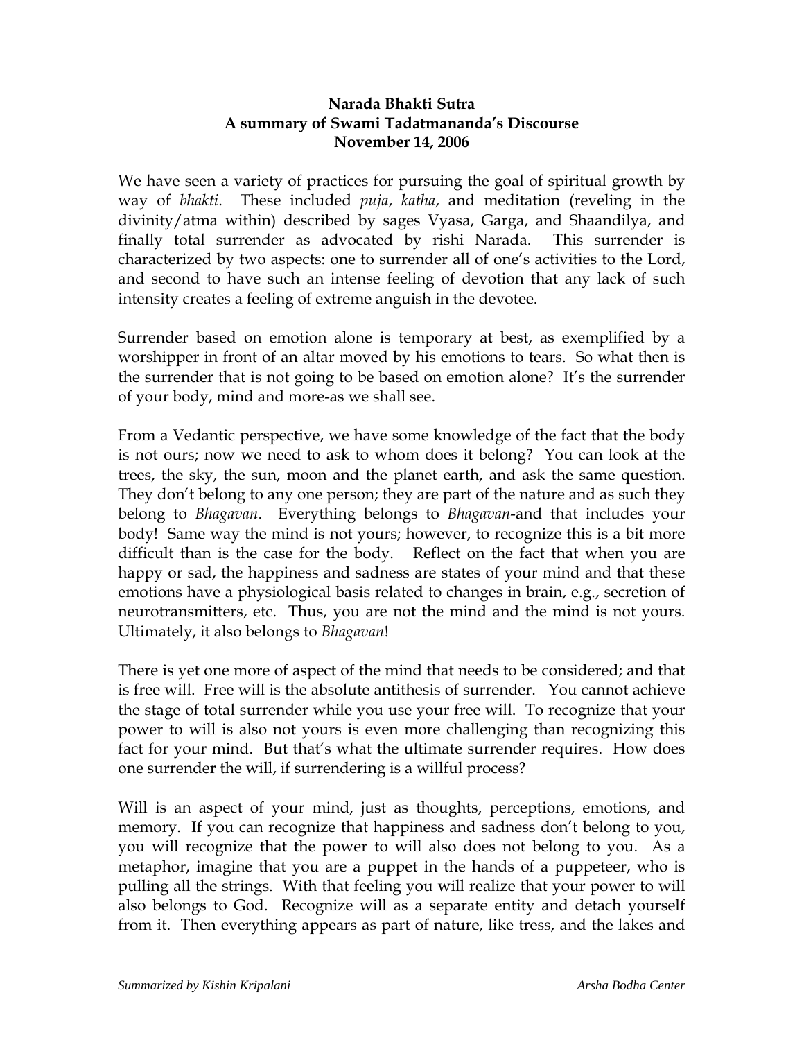**Narada Bhakti Sutra**
**A summary of Swami Tadatmananda's Discourse**
**November 14, 2006**

We have seen a variety of practices for pursuing the goal of spiritual growth by way of *bhakti*. These included *puja*, *katha*, and meditation (reveling in the divinity/atma within) described by sages Vyasa, Garga, and Shaandilya, and finally total surrender as advocated by rishi Narada. This surrender is characterized by two aspects: one to surrender all of one's activities to the Lord, and second to have such an intense feeling of devotion that any lack of such intensity creates a feeling of extreme anguish in the devotee.

Surrender based on emotion alone is temporary at best, as exemplified by a worshipper in front of an altar moved by his emotions to tears. So what then is the surrender that is not going to be based on emotion alone? It's the surrender of your body, mind and more-as we shall see.

From a Vedantic perspective, we have some knowledge of the fact that the body is not ours; now we need to ask to whom does it belong? You can look at the trees, the sky, the sun, moon and the planet earth, and ask the same question. They don't belong to any one person; they are part of the nature and as such they belong to *Bhagavan*. Everything belongs to *Bhagavan*-and that includes your body! Same way the mind is not yours; however, to recognize this is a bit more difficult than is the case for the body. Reflect on the fact that when you are happy or sad, the happiness and sadness are states of your mind and that these emotions have a physiological basis related to changes in brain, e.g., secretion of neurotransmitters, etc. Thus, you are not the mind and the mind is not yours. Ultimately, it also belongs to *Bhagavan*!

There is yet one more of aspect of the mind that needs to be considered; and that is free will. Free will is the absolute antithesis of surrender. You cannot achieve the stage of total surrender while you use your free will. To recognize that your power to will is also not yours is even more challenging than recognizing this fact for your mind. But that's what the ultimate surrender requires. How does one surrender the will, if surrendering is a willful process?

Will is an aspect of your mind, just as thoughts, perceptions, emotions, and memory. If you can recognize that happiness and sadness don't belong to you, you will recognize that the power to will also does not belong to you. As a metaphor, imagine that you are a puppet in the hands of a puppeteer, who is pulling all the strings. With that feeling you will realize that your power to will also belongs to God. Recognize will as a separate entity and detach yourself from it. Then everything appears as part of nature, like tress, and the lakes and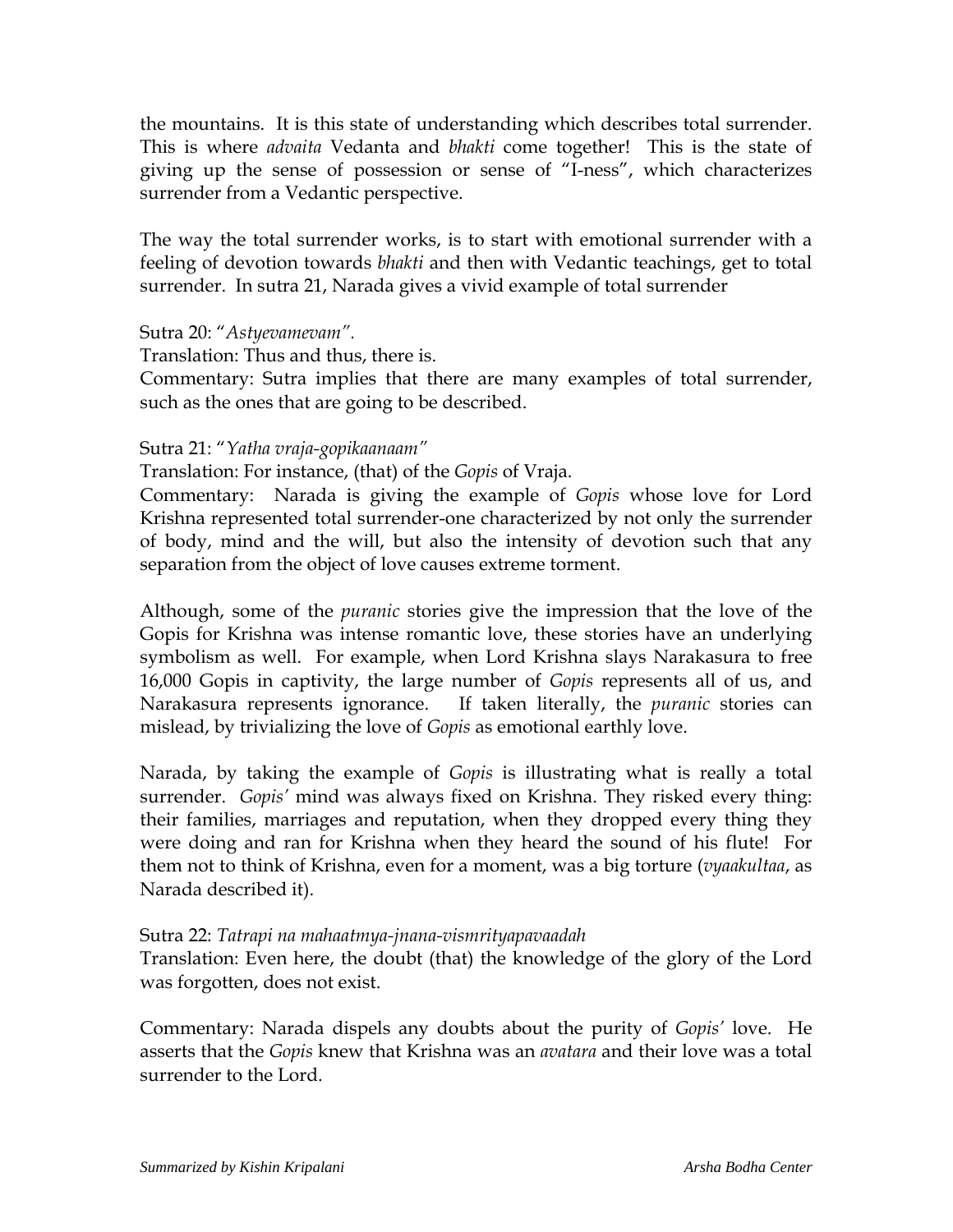the mountains. It is this state of understanding which describes total surrender. This is where *advaita* Vedanta and *bhakti* come together! This is the state of giving up the sense of possession or sense of "I-ness", which characterizes surrender from a Vedantic perspective.

The way the total surrender works, is to start with emotional surrender with a feeling of devotion towards *bhakti* and then with Vedantic teachings, get to total surrender. In sutra 21, Narada gives a vivid example of total surrender

Sutra 20: "*Astyevamevam".*
Translation: Thus and thus, there is.
Commentary: Sutra implies that there are many examples of total surrender, such as the ones that are going to be described.

Sutra 21: "*Yatha vraja-gopikaanaam"*
Translation: For instance, (that) of the *Gopis* of Vraja.
Commentary: Narada is giving the example of *Gopis* whose love for Lord Krishna represented total surrender-one characterized by not only the surrender of body, mind and the will, but also the intensity of devotion such that any separation from the object of love causes extreme torment.

Although, some of the *puranic* stories give the impression that the love of the Gopis for Krishna was intense romantic love, these stories have an underlying symbolism as well. For example, when Lord Krishna slays Narakasura to free 16,000 Gopis in captivity, the large number of *Gopis* represents all of us, and Narakasura represents ignorance. If taken literally, the *puranic* stories can mislead, by trivializing the love of *Gopis* as emotional earthly love.

Narada, by taking the example of *Gopis* is illustrating what is really a total surrender. *Gopis'* mind was always fixed on Krishna. They risked every thing: their families, marriages and reputation, when they dropped every thing they were doing and ran for Krishna when they heard the sound of his flute! For them not to think of Krishna, even for a moment, was a big torture (*vyaakultaa*, as Narada described it).

Sutra 22: *Tatrapi na mahaatmya-jnana-vismrityapavaadah*
Translation: Even here, the doubt (that) the knowledge of the glory of the Lord was forgotten, does not exist.

Commentary: Narada dispels any doubts about the purity of *Gopis'* love. He asserts that the *Gopis* knew that Krishna was an *avatara* and their love was a total surrender to the Lord.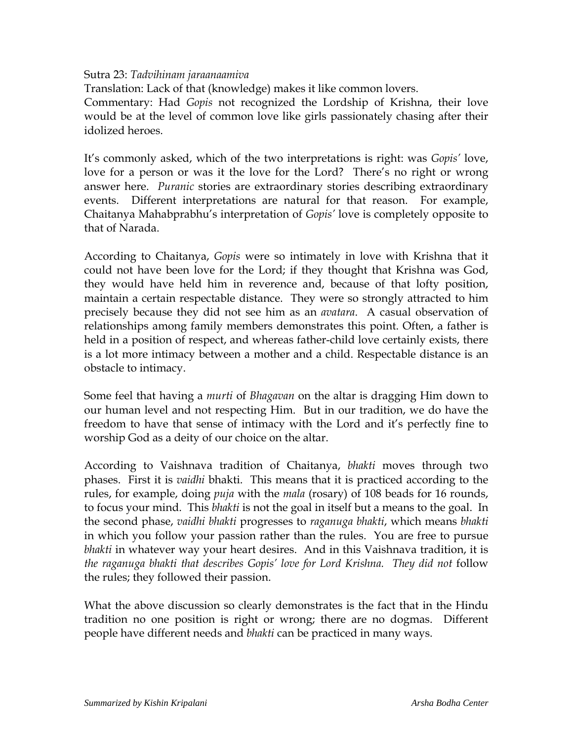Sutra 23: *Tadvihinam jaraanaamiva*

Translation: Lack of that (knowledge) makes it like common lovers.

Commentary: Had *Gopis* not recognized the Lordship of Krishna, their love would be at the level of common love like girls passionately chasing after their idolized heroes.

It's commonly asked, which of the two interpretations is right: was *Gopis'* love, love for a person or was it the love for the Lord? There's no right or wrong answer here. *Puranic* stories are extraordinary stories describing extraordinary events. Different interpretations are natural for that reason. For example, Chaitanya Mahabprabhu's interpretation of *Gopis'* love is completely opposite to that of Narada.

According to Chaitanya, *Gopis* were so intimately in love with Krishna that it could not have been love for the Lord; if they thought that Krishna was God, they would have held him in reverence and, because of that lofty position, maintain a certain respectable distance. They were so strongly attracted to him precisely because they did not see him as an *avatara*. A casual observation of relationships among family members demonstrates this point. Often, a father is held in a position of respect, and whereas father-child love certainly exists, there is a lot more intimacy between a mother and a child. Respectable distance is an obstacle to intimacy.

Some feel that having a *murti* of *Bhagavan* on the altar is dragging Him down to our human level and not respecting Him. But in our tradition, we do have the freedom to have that sense of intimacy with the Lord and it's perfectly fine to worship God as a deity of our choice on the altar.

According to Vaishnava tradition of Chaitanya, *bhakti* moves through two phases. First it is *vaidhi* bhakti. This means that it is practiced according to the rules, for example, doing *puja* with the *mala* (rosary) of 108 beads for 16 rounds, to focus your mind. This *bhakti* is not the goal in itself but a means to the goal. In the second phase, *vaidhi bhakti* progresses to *raganuga bhakti*, which means *bhakti* in which you follow your passion rather than the rules. You are free to pursue *bhakti* in whatever way your heart desires. And in this Vaishnava tradition, it is *the raganuga bhakti that describes Gopis' love for Lord Krishna. They did not* follow the rules; they followed their passion.

What the above discussion so clearly demonstrates is the fact that in the Hindu tradition no one position is right or wrong; there are no dogmas. Different people have different needs and *bhakti* can be practiced in many ways.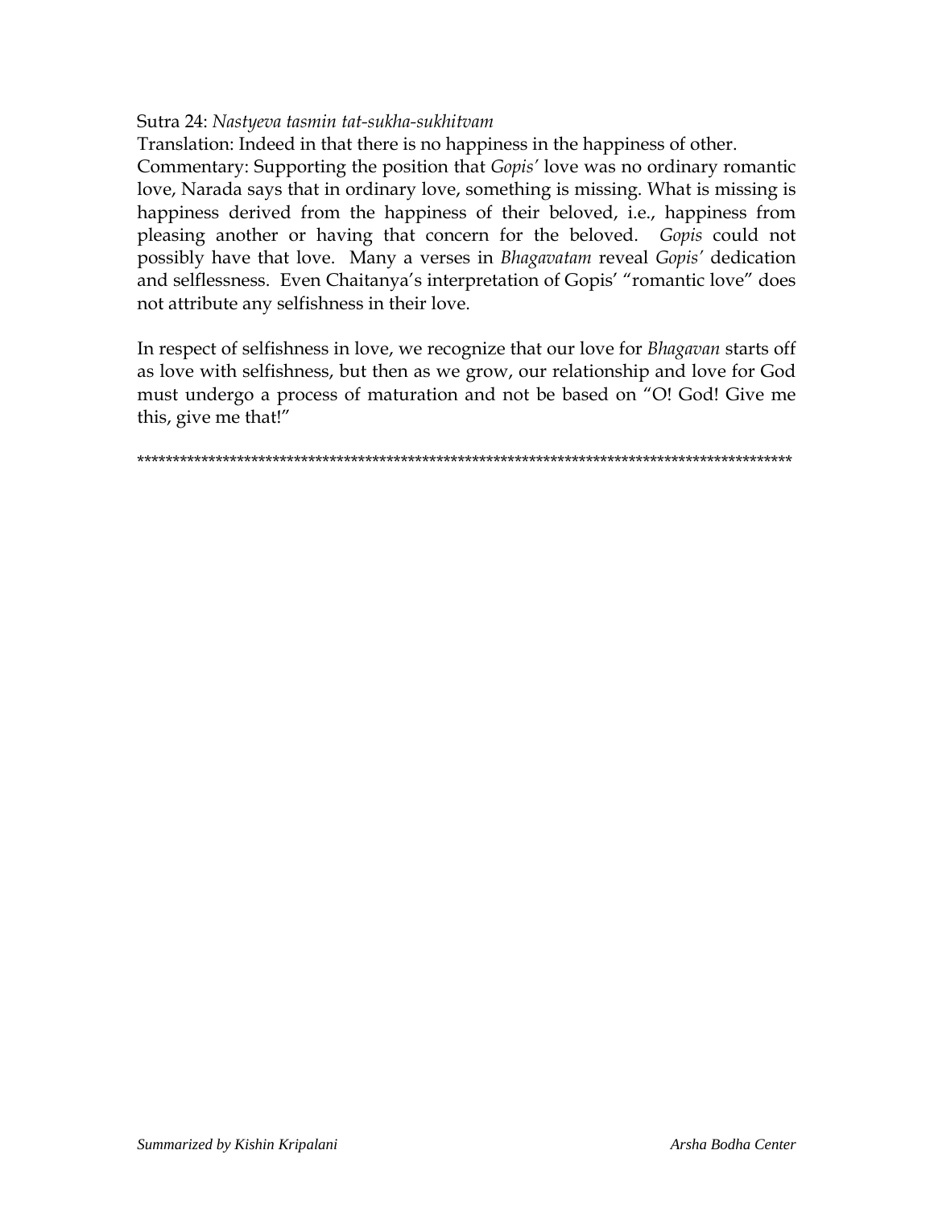Sutra 24: *Nastyeva tasmin tat-sukha-sukhitvam*

Translation: Indeed in that there is no happiness in the happiness of other.

Commentary: Supporting the position that *Gopis'* love was no ordinary romantic love, Narada says that in ordinary love, something is missing. What is missing is happiness derived from the happiness of their beloved, i.e., happiness from pleasing another or having that concern for the beloved. *Gopis* could not possibly have that love. Many a verses in *Bhagavatam* reveal *Gopis'* dedication and selflessness. Even Chaitanya's interpretation of Gopis' "romantic love" does not attribute any selfishness in their love.

In respect of selfishness in love, we recognize that our love for *Bhagavan* starts off as love with selfishness, but then as we grow, our relationship and love for God must undergo a process of maturation and not be based on "O! God! Give me this, give me that!"

*******************************************************************************************